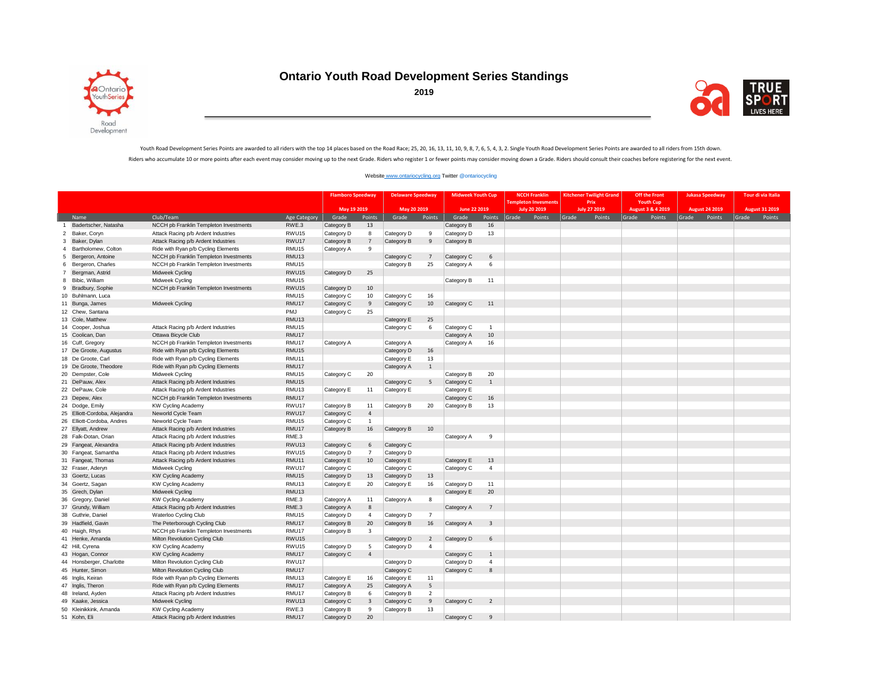# Ontario Youth Road Development Series Standings

**2019**

Youth Road Development Series Points are awarded to all riders with the top 14 places based on the Road Race; 25, 20, 16, 13, 11, 10, 9, 8, 7, 6, 5, 4, 3, 2. Single Youth Road Development Series Points are awarded to all riders from 15th down.

Riders who accumulate 10 or more points after each event may consider moving up to the next Grade. Riders who register 1 or fewer points may consider moving down a Grade. Riders should consult their coaches before registering for the next event.

Website www.ontariocycling.org Twitter @ontariocycling

| | | | | Flamboro Speedway May 19 2019 | | Delaware Speedway May 20 2019 | | Midweek Youth Cup June 22 2019 | | NCCH Franklin Templeton Invesments July 20 2019 | | Kitchener Twilight Grand Prix July 27 2019 | | Off the Front Youth Cup August 3 & 4 2019 | | Jukasa Speedway August 24 2019 | | Tour di via Italia August 31 2019 | |
|---|---|---|---|---|---|---|---|---|---|---|---|---|---|---|---|---|---|---|---|
| | Name | Club/Team | Age Category | Grade | Points | Grade | Points | Grade | Points | Grade | Points | Grade | Points | Grade | Points | Grade | Points | Grade | Points |
| 1 | Badertscher, Natasha | NCCH pb Franklin Templeton Investments | RWE.3 | Category B | 13 | | | Category B | 16 | | | | | | | | | | |
| 2 | Baker, Coryn | Attack Racing p/b Ardent Industries | RWU15 | Category D | 8 | Category D | 9 | Category D | 13 | | | | | | | | | | |
| 3 | Baker, Dylan | Attack Racing p/b Ardent Industries | RWU17 | Category B | 7 | Category B | 9 | Category B | | | | | | | | | | | |
| 4 | Bartholomew, Colton | Ride with Ryan p/b Cycling Elements | RMU15 | Category A | 9 | | | | | | | | | | | | | | |
| 5 | Bergeron, Antoine | NCCH pb Franklin Templeton Investments | RMU13 | | | Category C | 7 | Category C | 6 | | | | | | | | | | |
| 6 | Bergeron, Charles | NCCH pb Franklin Templeton Investments | RMU15 | | | Category B | 25 | Category A | 6 | | | | | | | | | | |
| 7 | Bergman, Astrid | Midweek Cycling | RWU15 | Category D | 25 | | | | | | | | | | | | | | |
| 8 | Bibic, William | Midweek Cycling | RMU15 | | | | | Category B | 11 | | | | | | | | | | |
| 9 | Bradbury, Sophie | NCCH pb Franklin Templeton Investments | RWU15 | Category D | 10 | | | | | | | | | | | | | | |
| 10 | Buhlmann, Luca | | RMU15 | Category C | 10 | Category C | 16 | | | | | | | | | | | | |
| 11 | Bunga, James | Midweek Cycling | RMU17 | Category C | 9 | Category C | 10 | Category C | 11 | | | | | | | | | | |
| 12 | Chew, Santana | | PMJ | Category C | 25 | | | | | | | | | | | | | | |
| 13 | Cole, Matthew | | RMU13 | | | Category E | 25 | | | | | | | | | | | | |
| 14 | Cooper, Joshua | Attack Racing p/b Ardent Industries | RMU15 | | | Category C | 6 | Category C | 1 | | | | | | | | | | |
| 15 | Coolican, Dan | Ottawa Bicycle Club | RMU17 | | | | | Category A | 10 | | | | | | | | | | |
| 16 | Cuff, Gregory | NCCH pb Franklin Templeton Investments | RMU17 | Category A | | Category A | | Category A | 16 | | | | | | | | | | |
| 17 | De Groote, Augustus | Ride with Ryan p/b Cycling Elements | RMU15 | | | Category D | 16 | | | | | | | | | | | | |
| 18 | De Groote, Carl | Ride with Ryan p/b Cycling Elements | RMU11 | | | Category E | 13 | | | | | | | | | | | | |
| 19 | De Groote, Theodore | Ride with Ryan p/b Cycling Elements | RMU17 | | | Category A | 1 | | | | | | | | | | | | |
| 20 | Dempster, Cole | Midweek Cycling | RMU15 | Category C | 20 | | | Category B | 20 | | | | | | | | | | |
| 21 | DePauw, Alex | Attack Racing p/b Ardent Industries | RMU15 | | | Category C | 5 | Category C | 1 | | | | | | | | | | |
| 22 | DePauw, Cole | Attack Racing p/b Ardent Industries | RMU13 | Category E | 11 | Category E | | Category E | | | | | | | | | | | |
| 23 | Depew, Alex | NCCH pb Franklin Templeton Investments | RMU17 | | | | | Category C | 16 | | | | | | | | | | |
| 24 | Dodge, Emily | KW Cycling Academy | RWU17 | Category B | 11 | Category B | 20 | Category B | 13 | | | | | | | | | | |
| 25 | Elliott-Cordoba, Alejandra | Neworld Cycle Team | RWU17 | Category C | 4 | | | | | | | | | | | | | | |
| 26 | Elliott-Cordoba, Andres | Neworld Cycle Team | RMU15 | Category C | 1 | | | | | | | | | | | | | | |
| 27 | Ellyatt, Andrew | Attack Racing p/b Ardent Industries | RMU17 | Category B | 16 | Category B | 10 | | | | | | | | | | | | |
| 28 | Falk-Dotan, Orian | Attack Racing p/b Ardent Industries | RME.3 | | | | | Category A | 9 | | | | | | | | | | |
| 29 | Fangeat, Alexandra | Attack Racing p/b Ardent Industries | RWU13 | Category C | 6 | Category C | | | | | | | | | | | | | |
| 30 | Fangeat, Samantha | Attack Racing p/b Ardent Industries | RWU15 | Category D | 7 | Category D | | | | | | | | | | | | | |
| 31 | Fangeat, Thomas | Attack Racing p/b Ardent Industries | RMU11 | Category E | 10 | Category E | | Category E | 13 | | | | | | | | | | |
| 32 | Fraser, Aderyn | Midweek Cycling | RWU17 | Category C | | Category C | | Category C | 4 | | | | | | | | | | |
| 33 | Goertz, Lucas | KW Cycling Academy | RMU15 | Category D | 13 | Category D | 13 | | | | | | | | | | | | |
| 34 | Goertz, Sagan | KW Cycling Academy | RMU13 | Category E | 20 | Category E | 16 | Category D | 11 | | | | | | | | | | |
| 35 | Grech, Dylan | Midweek Cycling | RMU13 | | | | | Category E | 20 | | | | | | | | | | |
| 36 | Gregory, Daniel | KW Cycling Academy | RME.3 | Category A | 11 | Category A | 8 | | | | | | | | | | | | |
| 37 | Grundy, William | Attack Racing p/b Ardent Industries | RME.3 | Category A | 8 | | | Category A | 7 | | | | | | | | | | |
| 38 | Guthrie, Daniel | Waterloo Cycling Club | RMU15 | Category D | 4 | Category D | 7 | | | | | | | | | | | | |
| 39 | Hadfield, Gavin | The Peterborough Cycling Club | RMU17 | Category B | 20 | Category B | 16 | Category A | 3 | | | | | | | | | | |
| 40 | Haigh, Rhys | NCCH pb Franklin Templeton Investments | RMU17 | Category B | 3 | | | | | | | | | | | | | | |
| 41 | Henke, Amanda | Milton Revolution Cycling Club | RWU15 | | | Category D | 2 | Category D | 6 | | | | | | | | | | |
| 42 | Hill, Cyrena | KW Cycling Academy | RWU15 | Category D | 5 | Category D | 4 | | | | | | | | | | | | |
| 43 | Hogan, Connor | KW Cycling Academy | RMU17 | Category C | 4 | | | Category C | 1 | | | | | | | | | | |
| 44 | Honsberger, Charlotte | Milton Revolution Cycling Club | RWU17 | | | Category D | | Category D | 4 | | | | | | | | | | |
| 45 | Hunter, Simon | Milton Revolution Cycling Club | RMU17 | | | Category C | | Category C | 8 | | | | | | | | | | |
| 46 | Inglis, Keiran | Ride with Ryan p/b Cycling Elements | RMU13 | Category E | 16 | Category E | 11 | | | | | | | | | | | | |
| 47 | Inglis, Theron | Ride with Ryan p/b Cycling Elements | RMU17 | Category A | 25 | Category A | 5 | | | | | | | | | | | | |
| 48 | Ireland, Ayden | Attack Racing p/b Ardent Industries | RMU17 | Category B | 6 | Category B | 2 | | | | | | | | | | | | |
| 49 | Kaake, Jessica | Midweek Cycling | RWU13 | Category C | 3 | Category C | 9 | Category C | 2 | | | | | | | | | | |
| 50 | Kleinikkink, Amanda | KW Cycling Academy | RWE.3 | Category B | 9 | Category B | 13 | | | | | | | | | | | | |
| 51 | Kohn, Eli | Attack Racing p/b Ardent Industries | RMU17 | Category D | 20 | | | Category C | 9 | | | | | | | | | | |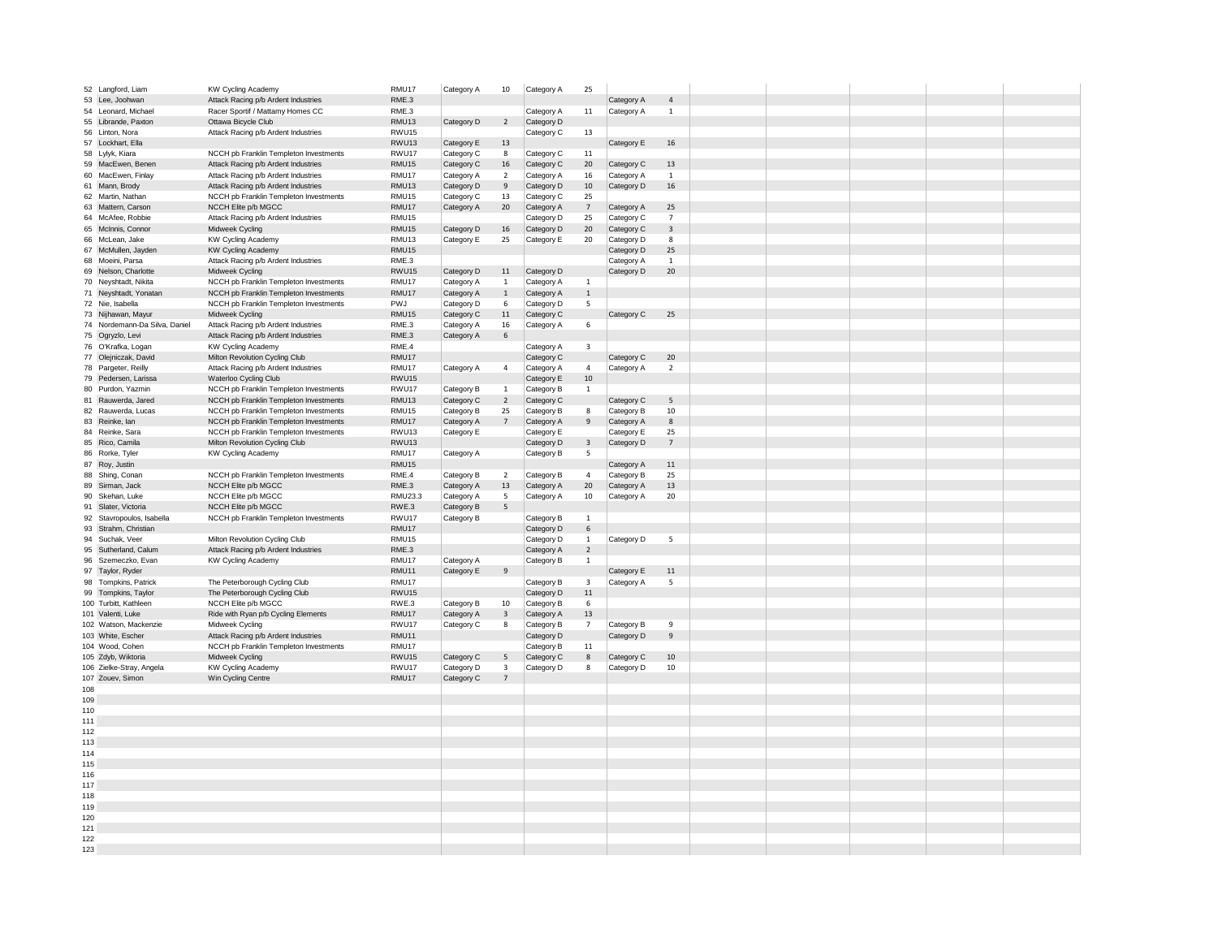| # | Name | Team | Category | | | | | | | | | | | | | |
|---|---|---|---|---|---|---|---|---|---|---|---|---|---|---|---|---|
| 52 | Langford, Liam | KW Cycling Academy | RMU17 | Category A | 10 | Category A | 25 | | | | | | | | | |
| 53 | Lee, Joohwan | Attack Racing p/b Ardent Industries | RME.3 | | | | | Category A | 4 | | | | | | | |
| 54 | Leonard, Michael | Racer Sportif / Mattamy Homes CC | RME.3 | | | Category A | 11 | Category A | 1 | | | | | | | |
| 55 | Librande, Paxton | Ottawa Bicycle Club | RMU13 | Category D | 2 | Category D | | | | | | | | | | |
| 56 | Linton, Nora | Attack Racing p/b Ardent Industries | RWU15 | | | Category C | 13 | | | | | | | | | |
| 57 | Lockhart, Ella | | RWU13 | Category E | 13 | | | Category E | 16 | | | | | | | |
| 58 | Lylyk, Kiara | NCCH pb Franklin Templeton Investments | RWU17 | Category C | 8 | Category C | 11 | | | | | | | | | |
| 59 | MacEwen, Benen | Attack Racing p/b Ardent Industries | RMU15 | Category C | 16 | Category C | 20 | Category C | 13 | | | | | | | |
| 60 | MacEwen, Finlay | Attack Racing p/b Ardent Industries | RMU17 | Category A | 2 | Category A | 16 | Category A | 1 | | | | | | | |
| 61 | Mann, Brody | Attack Racing p/b Ardent Industries | RMU13 | Category D | 9 | Category D | 10 | Category D | 16 | | | | | | | |
| 62 | Martin, Nathan | NCCH pb Franklin Templeton Investments | RMU15 | Category C | 13 | Category C | 25 | | | | | | | | | |
| 63 | Mattern, Carson | NCCH Elite p/b MGCC | RMU17 | Category A | 20 | Category A | 7 | Category A | 25 | | | | | | | |
| 64 | McAfee, Robbie | Attack Racing p/b Ardent Industries | RMU15 | | | Category D | 25 | Category C | 7 | | | | | | | |
| 65 | McInnis, Connor | Midweek Cycling | RMU15 | Category D | 16 | Category D | 20 | Category C | 3 | | | | | | | |
| 66 | McLean, Jake | KW Cycling Academy | RMU13 | Category E | 25 | Category E | 20 | Category D | 8 | | | | | | | |
| 67 | McMullen, Jayden | KW Cycling Academy | RMU15 | | | | | Category D | 25 | | | | | | | |
| 68 | Moeini, Parsa | Attack Racing p/b Ardent Industries | RME.3 | | | | | Category A | 1 | | | | | | | |
| 69 | Nelson, Charlotte | Midweek Cycling | RWU15 | Category D | 11 | Category D | | Category D | 20 | | | | | | | |
| 70 | Neyshtadt, Nikita | NCCH pb Franklin Templeton Investments | RMU17 | Category A | 1 | Category A | 1 | | | | | | | | | |
| 71 | Neyshtadt, Yonatan | NCCH pb Franklin Templeton Investments | RMU17 | Category A | 1 | Category A | 1 | | | | | | | | | |
| 72 | Nie, Isabella | NCCH pb Franklin Templeton Investments | PWJ | Category D | 6 | Category D | 5 | | | | | | | | | |
| 73 | Nijhawan, Mayur | Midweek Cycling | RMU15 | Category C | 11 | Category C | | Category C | 25 | | | | | | | |
| 74 | Nordemann-Da Silva, Daniel | Attack Racing p/b Ardent Industries | RME.3 | Category A | 16 | Category A | 6 | | | | | | | | | |
| 75 | Ogryzlo, Levi | Attack Racing p/b Ardent Industries | RME.3 | Category A | 6 | | | | | | | | | | | |
| 76 | O'Krafka, Logan | KW Cycling Academy | RME.4 | | | Category A | 3 | | | | | | | | | |
| 77 | Olejniczak, David | Milton Revolution Cycling Club | RMU17 | | | Category C | | Category C | 20 | | | | | | | |
| 78 | Pargeter, Reilly | Attack Racing p/b Ardent Industries | RMU17 | Category A | 4 | Category A | 4 | Category A | 2 | | | | | | | |
| 79 | Pedersen, Larissa | Waterloo Cycling Club | RWU15 | | | Category E | 10 | | | | | | | | | |
| 80 | Purdon, Yazmin | NCCH pb Franklin Templeton Investments | RWU17 | Category B | 1 | Category B | 1 | | | | | | | | | |
| 81 | Rauwerda, Jared | NCCH pb Franklin Templeton Investments | RMU13 | Category C | 2 | Category C | | Category C | 5 | | | | | | | |
| 82 | Rauwerda, Lucas | NCCH pb Franklin Templeton Investments | RMU15 | Category B | 25 | Category B | 8 | Category B | 10 | | | | | | | |
| 83 | Reinke, Ian | NCCH pb Franklin Templeton Investments | RMU17 | Category A | 7 | Category A | 9 | Category A | 8 | | | | | | | |
| 84 | Reinke, Sara | NCCH pb Franklin Templeton Investments | RWU13 | Category E | | Category E | | Category E | 25 | | | | | | | |
| 85 | Rico, Camila | Milton Revolution Cycling Club | RWU13 | | | Category D | 3 | Category D | 7 | | | | | | | |
| 86 | Rorke, Tyler | KW Cycling Academy | RMU17 | Category A | | Category B | 5 | | | | | | | | | |
| 87 | Roy, Justin | | RMU15 | | | | | Category A | 11 | | | | | | | |
| 88 | Shing, Conan | NCCH pb Franklin Templeton Investments | RME.4 | Category B | 2 | Category B | 4 | Category B | 25 | | | | | | | |
| 89 | Sirman, Jack | NCCH Elite p/b MGCC | RME.3 | Category A | 13 | Category A | 20 | Category A | 13 | | | | | | | |
| 90 | Skehan, Luke | NCCH Elite p/b MGCC | RMU23.3 | Category A | 5 | Category A | 10 | Category A | 20 | | | | | | | |
| 91 | Slater, Victoria | NCCH Elite p/b MGCC | RWE.3 | Category B | 5 | | | | | | | | | | | |
| 92 | Stavropoulos, Isabella | NCCH pb Franklin Templeton Investments | RWU17 | Category B | | Category B | 1 | | | | | | | | | |
| 93 | Strahm, Christian | | RMU17 | | | Category D | 6 | | | | | | | | | |
| 94 | Suchak, Veer | Milton Revolution Cycling Club | RMU15 | | | Category D | 1 | Category D | 5 | | | | | | | |
| 95 | Sutherland, Calum | Attack Racing p/b Ardent Industries | RME.3 | | | Category A | 2 | | | | | | | | | |
| 96 | Szemeczko, Evan | KW Cycling Academy | RMU17 | Category A | | Category B | 1 | | | | | | | | | |
| 97 | Taylor, Ryder | | RMU11 | Category E | 9 | | | Category E | 11 | | | | | | | |
| 98 | Tompkins, Patrick | The Peterborough Cycling Club | RMU17 | | | Category B | 3 | Category A | 5 | | | | | | | |
| 99 | Tompkins, Taylor | The Peterborough Cycling Club | RWU15 | | | Category D | 11 | | | | | | | | | |
| 100 | Turbitt, Kathleen | NCCH Elite p/b MGCC | RWE.3 | Category B | 10 | Category B | 6 | | | | | | | | | |
| 101 | Valenti, Luke | Ride with Ryan p/b Cycling Elements | RMU17 | Category A | 3 | Category A | 13 | | | | | | | | | |
| 102 | Watson, Mackenzie | Midweek Cycling | RWU17 | Category C | 8 | Category B | 7 | Category B | 9 | | | | | | | |
| 103 | White, Escher | Attack Racing p/b Ardent Industries | RMU11 | | | Category D | | Category D | 9 | | | | | | | |
| 104 | Wood, Cohen | NCCH pb Franklin Templeton Investments | RMU17 | | | Category B | 11 | | | | | | | | | |
| 105 | Zdyb, Wiktoria | Midweek Cycling | RWU15 | Category C | 5 | Category C | 8 | Category C | 10 | | | | | | | |
| 106 | Zielke-Stray, Angela | KW Cycling Academy | RWU17 | Category D | 3 | Category D | 8 | Category D | 10 | | | | | | | |
| 107 | Zouev, Simon | Win Cycling Centre | RMU17 | Category C | 7 | | | | | | | | | | | |
| 108 | | | | | | | | | | | | | | | | |
| 109 | | | | | | | | | | | | | | | | |
| 110 | | | | | | | | | | | | | | | | |
| 111 | | | | | | | | | | | | | | | | |
| 112 | | | | | | | | | | | | | | | | |
| 113 | | | | | | | | | | | | | | | | |
| 114 | | | | | | | | | | | | | | | | |
| 115 | | | | | | | | | | | | | | | | |
| 116 | | | | | | | | | | | | | | | | |
| 117 | | | | | | | | | | | | | | | | |
| 118 | | | | | | | | | | | | | | | | |
| 119 | | | | | | | | | | | | | | | | |
| 120 | | | | | | | | | | | | | | | | |
| 121 | | | | | | | | | | | | | | | | |
| 122 | | | | | | | | | | | | | | | | |
| 123 | | | | | | | | | | | | | | | | |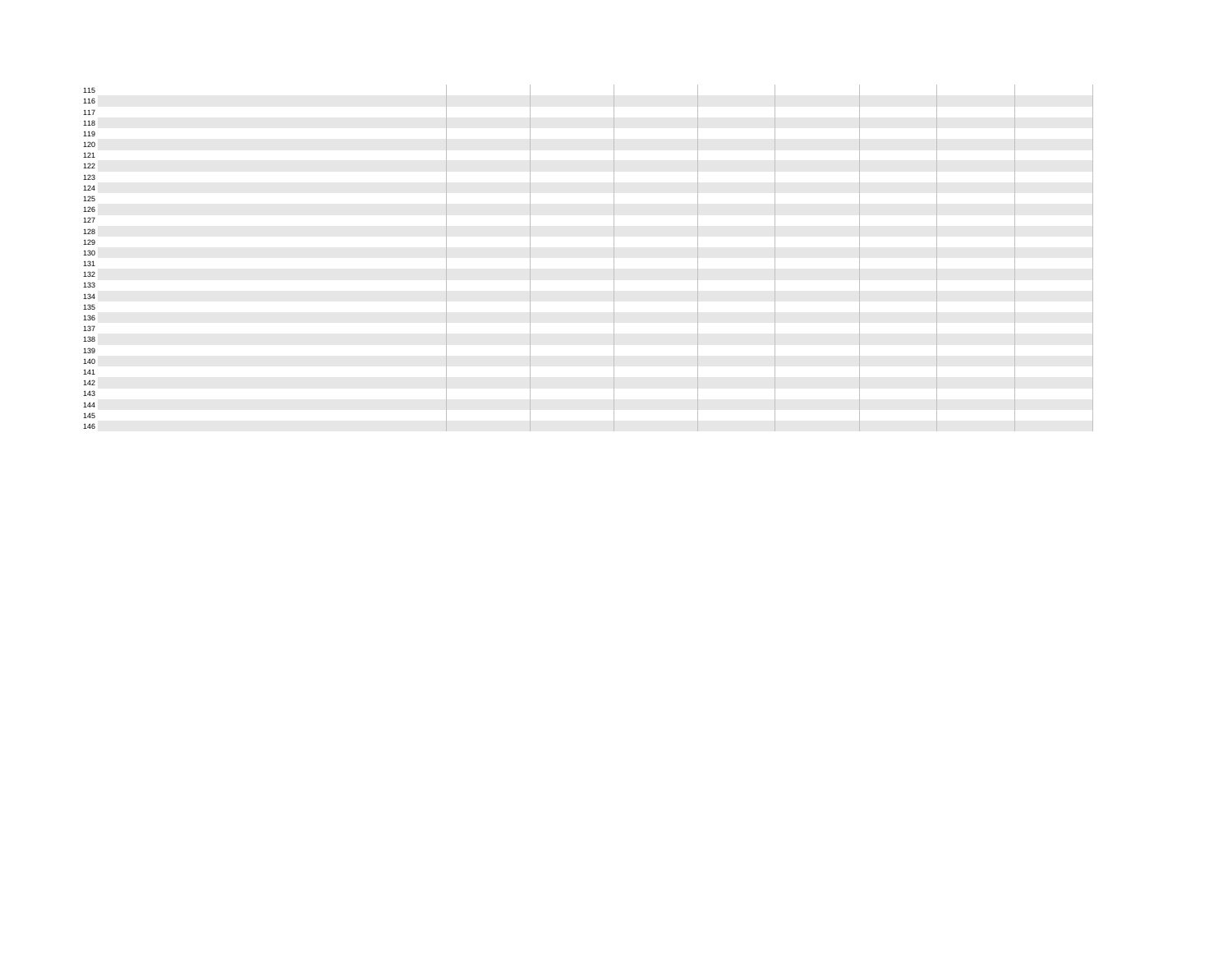| | | | | | | | | | |
|---|---|---|---|---|---|---|---|---|---|
| 115 | | | | | | | | | |
| 116 | | | | | | | | | |
| 117 | | | | | | | | | |
| 118 | | | | | | | | | |
| 119 | | | | | | | | | |
| 120 | | | | | | | | | |
| 121 | | | | | | | | | |
| 122 | | | | | | | | | |
| 123 | | | | | | | | | |
| 124 | | | | | | | | | |
| 125 | | | | | | | | | |
| 126 | | | | | | | | | |
| 127 | | | | | | | | | |
| 128 | | | | | | | | | |
| 129 | | | | | | | | | |
| 130 | | | | | | | | | |
| 131 | | | | | | | | | |
| 132 | | | | | | | | | |
| 133 | | | | | | | | | |
| 134 | | | | | | | | | |
| 135 | | | | | | | | | |
| 136 | | | | | | | | | |
| 137 | | | | | | | | | |
| 138 | | | | | | | | | |
| 139 | | | | | | | | | |
| 140 | | | | | | | | | |
| 141 | | | | | | | | | |
| 142 | | | | | | | | | |
| 143 | | | | | | | | | |
| 144 | | | | | | | | | |
| 145 | | | | | | | | | |
| 146 | | | | | | | | | |